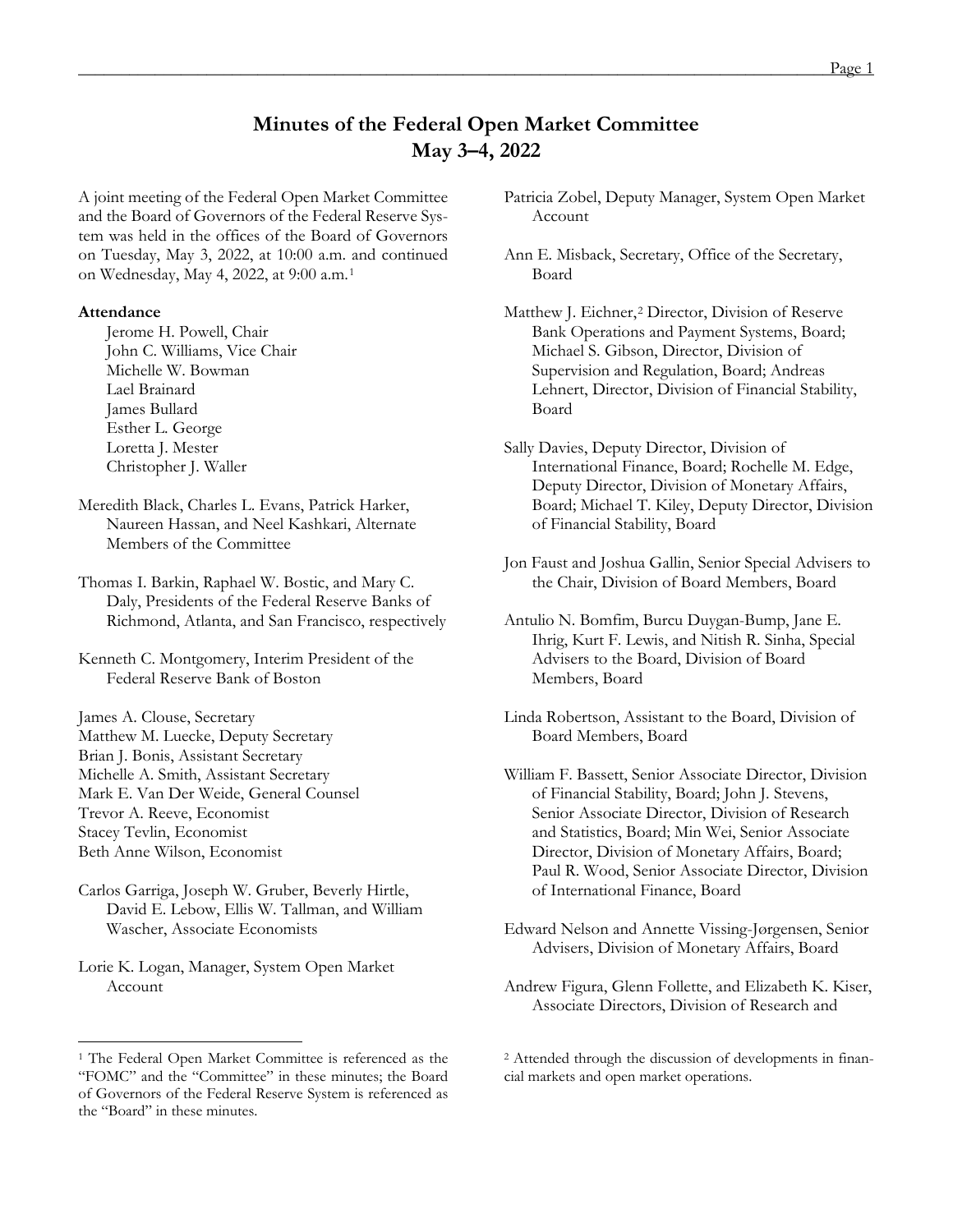# Minutes of the Federal Open Market Committee
## May 3–4, 2022

A joint meeting of the Federal Open Market Committee and the Board of Governors of the Federal Reserve System was held in the offices of the Board of Governors on Tuesday, May 3, 2022, at 10:00 a.m. and continued on Wednesday, May 4, 2022, at 9:00 a.m.[1]

**Attendance**

Jerome H. Powell, Chair
John C. Williams, Vice Chair
Michelle W. Bowman
Lael Brainard
James Bullard
Esther L. George
Loretta J. Mester
Christopher J. Waller

Meredith Black, Charles L. Evans, Patrick Harker, Naureen Hassan, and Neel Kashkari, Alternate Members of the Committee

Thomas I. Barkin, Raphael W. Bostic, and Mary C. Daly, Presidents of the Federal Reserve Banks of Richmond, Atlanta, and San Francisco, respectively

Kenneth C. Montgomery, Interim President of the Federal Reserve Bank of Boston

James A. Clouse, Secretary
Matthew M. Luecke, Deputy Secretary
Brian J. Bonis, Assistant Secretary
Michelle A. Smith, Assistant Secretary
Mark E. Van Der Weide, General Counsel
Trevor A. Reeve, Economist
Stacey Tevlin, Economist
Beth Anne Wilson, Economist

Carlos Garriga, Joseph W. Gruber, Beverly Hirtle, David E. Lebow, Ellis W. Tallman, and William Wascher, Associate Economists

Lorie K. Logan, Manager, System Open Market Account

Patricia Zobel, Deputy Manager, System Open Market Account

Ann E. Misback, Secretary, Office of the Secretary, Board

Matthew J. Eichner,[2] Director, Division of Reserve Bank Operations and Payment Systems, Board; Michael S. Gibson, Director, Division of Supervision and Regulation, Board; Andreas Lehnert, Director, Division of Financial Stability, Board

Sally Davies, Deputy Director, Division of International Finance, Board; Rochelle M. Edge, Deputy Director, Division of Monetary Affairs, Board; Michael T. Kiley, Deputy Director, Division of Financial Stability, Board

Jon Faust and Joshua Gallin, Senior Special Advisers to the Chair, Division of Board Members, Board

Antulio N. Bomfim, Burcu Duygan-Bump, Jane E. Ihrig, Kurt F. Lewis, and Nitish R. Sinha, Special Advisers to the Board, Division of Board Members, Board

Linda Robertson, Assistant to the Board, Division of Board Members, Board

William F. Bassett, Senior Associate Director, Division of Financial Stability, Board; John J. Stevens, Senior Associate Director, Division of Research and Statistics, Board; Min Wei, Senior Associate Director, Division of Monetary Affairs, Board; Paul R. Wood, Senior Associate Director, Division of International Finance, Board

Edward Nelson and Annette Vissing-Jørgensen, Senior Advisers, Division of Monetary Affairs, Board

Andrew Figura, Glenn Follette, and Elizabeth K. Kiser, Associate Directors, Division of Research and

---

[1] The Federal Open Market Committee is referenced as the "FOMC" and the "Committee" in these minutes; the Board of Governors of the Federal Reserve System is referenced as the "Board" in these minutes.

[2] Attended through the discussion of developments in financial markets and open market operations.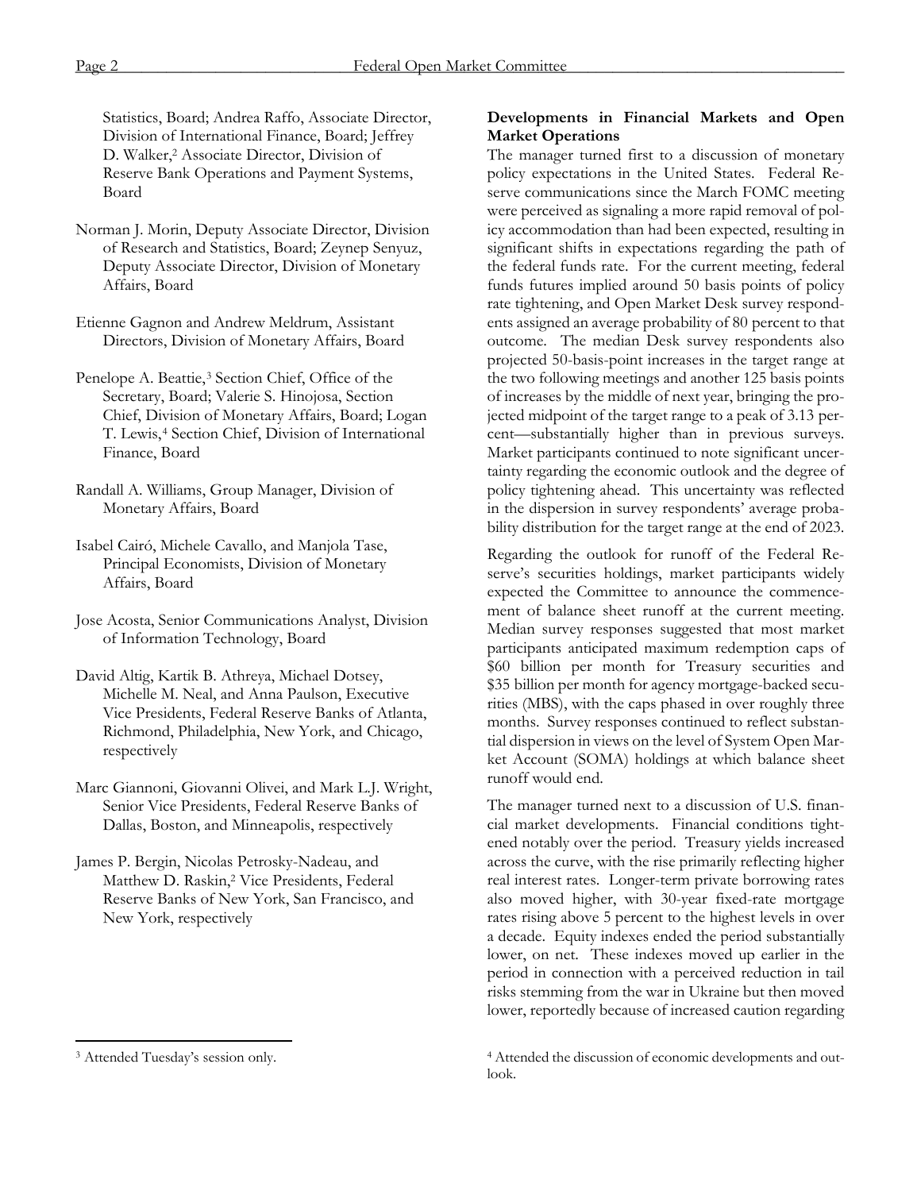Statistics, Board; Andrea Raffo, Associate Director, Division of International Finance, Board; Jeffrey D. Walker,[2] Associate Director, Division of Reserve Bank Operations and Payment Systems, Board

Norman J. Morin, Deputy Associate Director, Division of Research and Statistics, Board; Zeynep Senyuz, Deputy Associate Director, Division of Monetary Affairs, Board

Etienne Gagnon and Andrew Meldrum, Assistant Directors, Division of Monetary Affairs, Board

Penelope A. Beattie,[3] Section Chief, Office of the Secretary, Board; Valerie S. Hinojosa, Section Chief, Division of Monetary Affairs, Board; Logan T. Lewis,[4] Section Chief, Division of International Finance, Board

Randall A. Williams, Group Manager, Division of Monetary Affairs, Board

Isabel Cairó, Michele Cavallo, and Manjola Tase, Principal Economists, Division of Monetary Affairs, Board

Jose Acosta, Senior Communications Analyst, Division of Information Technology, Board

David Altig, Kartik B. Athreya, Michael Dotsey, Michelle M. Neal, and Anna Paulson, Executive Vice Presidents, Federal Reserve Banks of Atlanta, Richmond, Philadelphia, New York, and Chicago, respectively

Marc Giannoni, Giovanni Olivei, and Mark L.J. Wright, Senior Vice Presidents, Federal Reserve Banks of Dallas, Boston, and Minneapolis, respectively

James P. Bergin, Nicolas Petrosky-Nadeau, and Matthew D. Raskin,[2] Vice Presidents, Federal Reserve Banks of New York, San Francisco, and New York, respectively

[3] Attended Tuesday's session only.

**Developments in Financial Markets and Open Market Operations**

The manager turned first to a discussion of monetary policy expectations in the United States. Federal Reserve communications since the March FOMC meeting were perceived as signaling a more rapid removal of policy accommodation than had been expected, resulting in significant shifts in expectations regarding the path of the federal funds rate. For the current meeting, federal funds futures implied around 50 basis points of policy rate tightening, and Open Market Desk survey respondents assigned an average probability of 80 percent to that outcome. The median Desk survey respondents also projected 50-basis-point increases in the target range at the two following meetings and another 125 basis points of increases by the middle of next year, bringing the projected midpoint of the target range to a peak of 3.13 percent—substantially higher than in previous surveys. Market participants continued to note significant uncertainty regarding the economic outlook and the degree of policy tightening ahead. This uncertainty was reflected in the dispersion in survey respondents' average probability distribution for the target range at the end of 2023.

Regarding the outlook for runoff of the Federal Reserve's securities holdings, market participants widely expected the Committee to announce the commencement of balance sheet runoff at the current meeting. Median survey responses suggested that most market participants anticipated maximum redemption caps of $60 billion per month for Treasury securities and $35 billion per month for agency mortgage-backed securities (MBS), with the caps phased in over roughly three months. Survey responses continued to reflect substantial dispersion in views on the level of System Open Market Account (SOMA) holdings at which balance sheet runoff would end.

The manager turned next to a discussion of U.S. financial market developments. Financial conditions tightened notably over the period. Treasury yields increased across the curve, with the rise primarily reflecting higher real interest rates. Longer-term private borrowing rates also moved higher, with 30-year fixed-rate mortgage rates rising above 5 percent to the highest levels in over a decade. Equity indexes ended the period substantially lower, on net. These indexes moved up earlier in the period in connection with a perceived reduction in tail risks stemming from the war in Ukraine but then moved lower, reportedly because of increased caution regarding

[4] Attended the discussion of economic developments and outlook.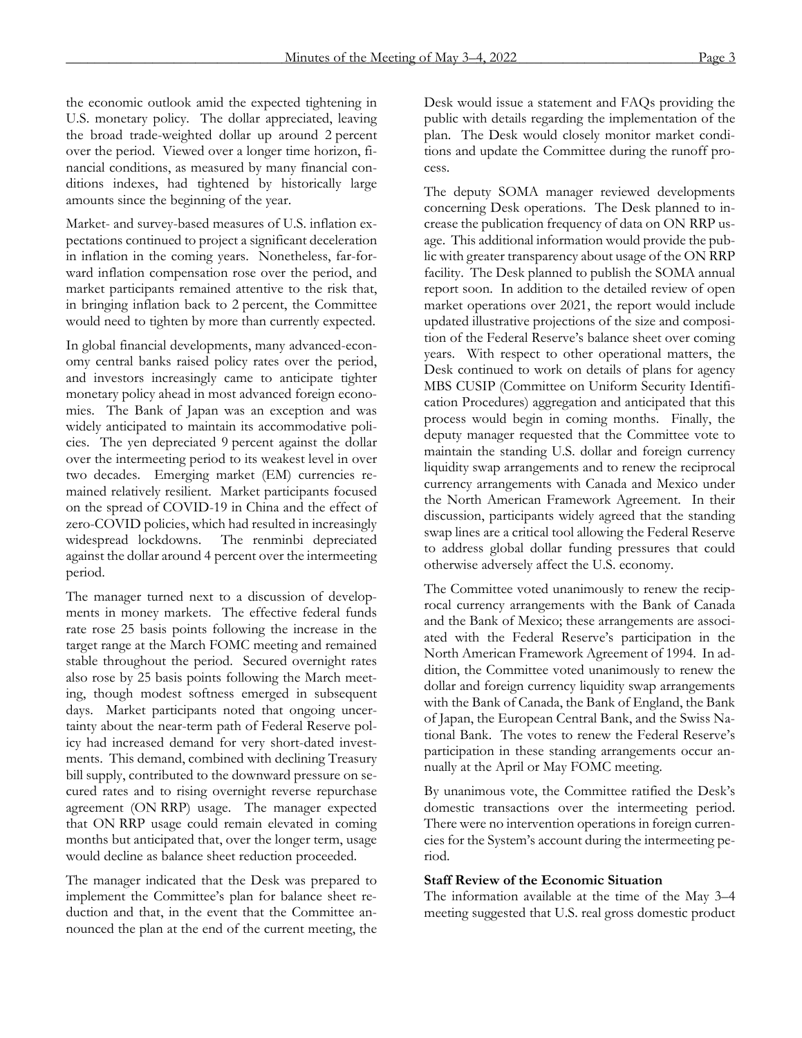the economic outlook amid the expected tightening in U.S. monetary policy. The dollar appreciated, leaving the broad trade-weighted dollar up around 2 percent over the period. Viewed over a longer time horizon, financial conditions, as measured by many financial conditions indexes, had tightened by historically large amounts since the beginning of the year.

Market- and survey-based measures of U.S. inflation expectations continued to project a significant deceleration in inflation in the coming years. Nonetheless, far-forward inflation compensation rose over the period, and market participants remained attentive to the risk that, in bringing inflation back to 2 percent, the Committee would need to tighten by more than currently expected.

In global financial developments, many advanced-economy central banks raised policy rates over the period, and investors increasingly came to anticipate tighter monetary policy ahead in most advanced foreign economies. The Bank of Japan was an exception and was widely anticipated to maintain its accommodative policies. The yen depreciated 9 percent against the dollar over the intermeeting period to its weakest level in over two decades. Emerging market (EM) currencies remained relatively resilient. Market participants focused on the spread of COVID-19 in China and the effect of zero-COVID policies, which had resulted in increasingly widespread lockdowns. The renminbi depreciated against the dollar around 4 percent over the intermeeting period.

The manager turned next to a discussion of developments in money markets. The effective federal funds rate rose 25 basis points following the increase in the target range at the March FOMC meeting and remained stable throughout the period. Secured overnight rates also rose by 25 basis points following the March meeting, though modest softness emerged in subsequent days. Market participants noted that ongoing uncertainty about the near-term path of Federal Reserve policy had increased demand for very short-dated investments. This demand, combined with declining Treasury bill supply, contributed to the downward pressure on secured rates and to rising overnight reverse repurchase agreement (ON RRP) usage. The manager expected that ON RRP usage could remain elevated in coming months but anticipated that, over the longer term, usage would decline as balance sheet reduction proceeded.

The manager indicated that the Desk was prepared to implement the Committee's plan for balance sheet reduction and that, in the event that the Committee announced the plan at the end of the current meeting, the Desk would issue a statement and FAQs providing the public with details regarding the implementation of the plan. The Desk would closely monitor market conditions and update the Committee during the runoff process.

The deputy SOMA manager reviewed developments concerning Desk operations. The Desk planned to increase the publication frequency of data on ON RRP usage. This additional information would provide the public with greater transparency about usage of the ON RRP facility. The Desk planned to publish the SOMA annual report soon. In addition to the detailed review of open market operations over 2021, the report would include updated illustrative projections of the size and composition of the Federal Reserve's balance sheet over coming years. With respect to other operational matters, the Desk continued to work on details of plans for agency MBS CUSIP (Committee on Uniform Security Identification Procedures) aggregation and anticipated that this process would begin in coming months. Finally, the deputy manager requested that the Committee vote to maintain the standing U.S. dollar and foreign currency liquidity swap arrangements and to renew the reciprocal currency arrangements with Canada and Mexico under the North American Framework Agreement. In their discussion, participants widely agreed that the standing swap lines are a critical tool allowing the Federal Reserve to address global dollar funding pressures that could otherwise adversely affect the U.S. economy.

The Committee voted unanimously to renew the reciprocal currency arrangements with the Bank of Canada and the Bank of Mexico; these arrangements are associated with the Federal Reserve's participation in the North American Framework Agreement of 1994. In addition, the Committee voted unanimously to renew the dollar and foreign currency liquidity swap arrangements with the Bank of Canada, the Bank of England, the Bank of Japan, the European Central Bank, and the Swiss National Bank. The votes to renew the Federal Reserve's participation in these standing arrangements occur annually at the April or May FOMC meeting.

By unanimous vote, the Committee ratified the Desk's domestic transactions over the intermeeting period. There were no intervention operations in foreign currencies for the System's account during the intermeeting period.

**Staff Review of the Economic Situation**

The information available at the time of the May 3–4 meeting suggested that U.S. real gross domestic product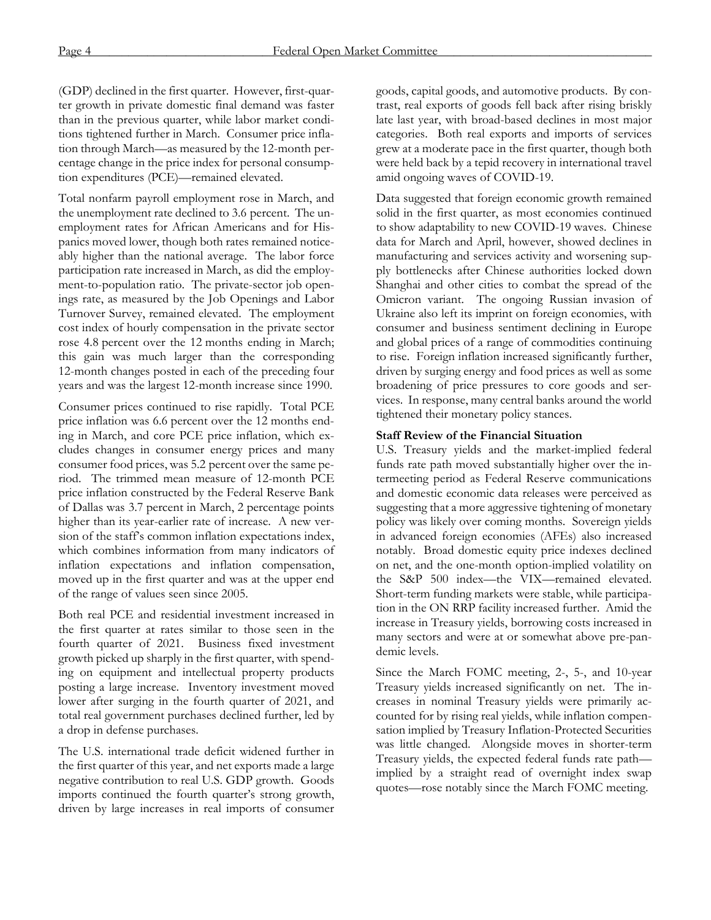(GDP) declined in the first quarter. However, first-quarter growth in private domestic final demand was faster than in the previous quarter, while labor market conditions tightened further in March. Consumer price inflation through March—as measured by the 12-month percentage change in the price index for personal consumption expenditures (PCE)—remained elevated.

Total nonfarm payroll employment rose in March, and the unemployment rate declined to 3.6 percent. The unemployment rates for African Americans and for Hispanics moved lower, though both rates remained noticeably higher than the national average. The labor force participation rate increased in March, as did the employment-to-population ratio. The private-sector job openings rate, as measured by the Job Openings and Labor Turnover Survey, remained elevated. The employment cost index of hourly compensation in the private sector rose 4.8 percent over the 12 months ending in March; this gain was much larger than the corresponding 12-month changes posted in each of the preceding four years and was the largest 12-month increase since 1990.

Consumer prices continued to rise rapidly. Total PCE price inflation was 6.6 percent over the 12 months ending in March, and core PCE price inflation, which excludes changes in consumer energy prices and many consumer food prices, was 5.2 percent over the same period. The trimmed mean measure of 12-month PCE price inflation constructed by the Federal Reserve Bank of Dallas was 3.7 percent in March, 2 percentage points higher than its year-earlier rate of increase. A new version of the staff's common inflation expectations index, which combines information from many indicators of inflation expectations and inflation compensation, moved up in the first quarter and was at the upper end of the range of values seen since 2005.

Both real PCE and residential investment increased in the first quarter at rates similar to those seen in the fourth quarter of 2021. Business fixed investment growth picked up sharply in the first quarter, with spending on equipment and intellectual property products posting a large increase. Inventory investment moved lower after surging in the fourth quarter of 2021, and total real government purchases declined further, led by a drop in defense purchases.

The U.S. international trade deficit widened further in the first quarter of this year, and net exports made a large negative contribution to real U.S. GDP growth. Goods imports continued the fourth quarter's strong growth, driven by large increases in real imports of consumer goods, capital goods, and automotive products. By contrast, real exports of goods fell back after rising briskly late last year, with broad-based declines in most major categories. Both real exports and imports of services grew at a moderate pace in the first quarter, though both were held back by a tepid recovery in international travel amid ongoing waves of COVID-19.

Data suggested that foreign economic growth remained solid in the first quarter, as most economies continued to show adaptability to new COVID-19 waves. Chinese data for March and April, however, showed declines in manufacturing and services activity and worsening supply bottlenecks after Chinese authorities locked down Shanghai and other cities to combat the spread of the Omicron variant. The ongoing Russian invasion of Ukraine also left its imprint on foreign economies, with consumer and business sentiment declining in Europe and global prices of a range of commodities continuing to rise. Foreign inflation increased significantly further, driven by surging energy and food prices as well as some broadening of price pressures to core goods and services. In response, many central banks around the world tightened their monetary policy stances.

**Staff Review of the Financial Situation**

U.S. Treasury yields and the market-implied federal funds rate path moved substantially higher over the intermeeting period as Federal Reserve communications and domestic economic data releases were perceived as suggesting that a more aggressive tightening of monetary policy was likely over coming months. Sovereign yields in advanced foreign economies (AFEs) also increased notably. Broad domestic equity price indexes declined on net, and the one-month option-implied volatility on the S&P 500 index—the VIX—remained elevated. Short-term funding markets were stable, while participation in the ON RRP facility increased further. Amid the increase in Treasury yields, borrowing costs increased in many sectors and were at or somewhat above pre-pandemic levels.

Since the March FOMC meeting, 2-, 5-, and 10-year Treasury yields increased significantly on net. The increases in nominal Treasury yields were primarily accounted for by rising real yields, while inflation compensation implied by Treasury Inflation-Protected Securities was little changed. Alongside moves in shorter-term Treasury yields, the expected federal funds rate path—implied by a straight read of overnight index swap quotes—rose notably since the March FOMC meeting.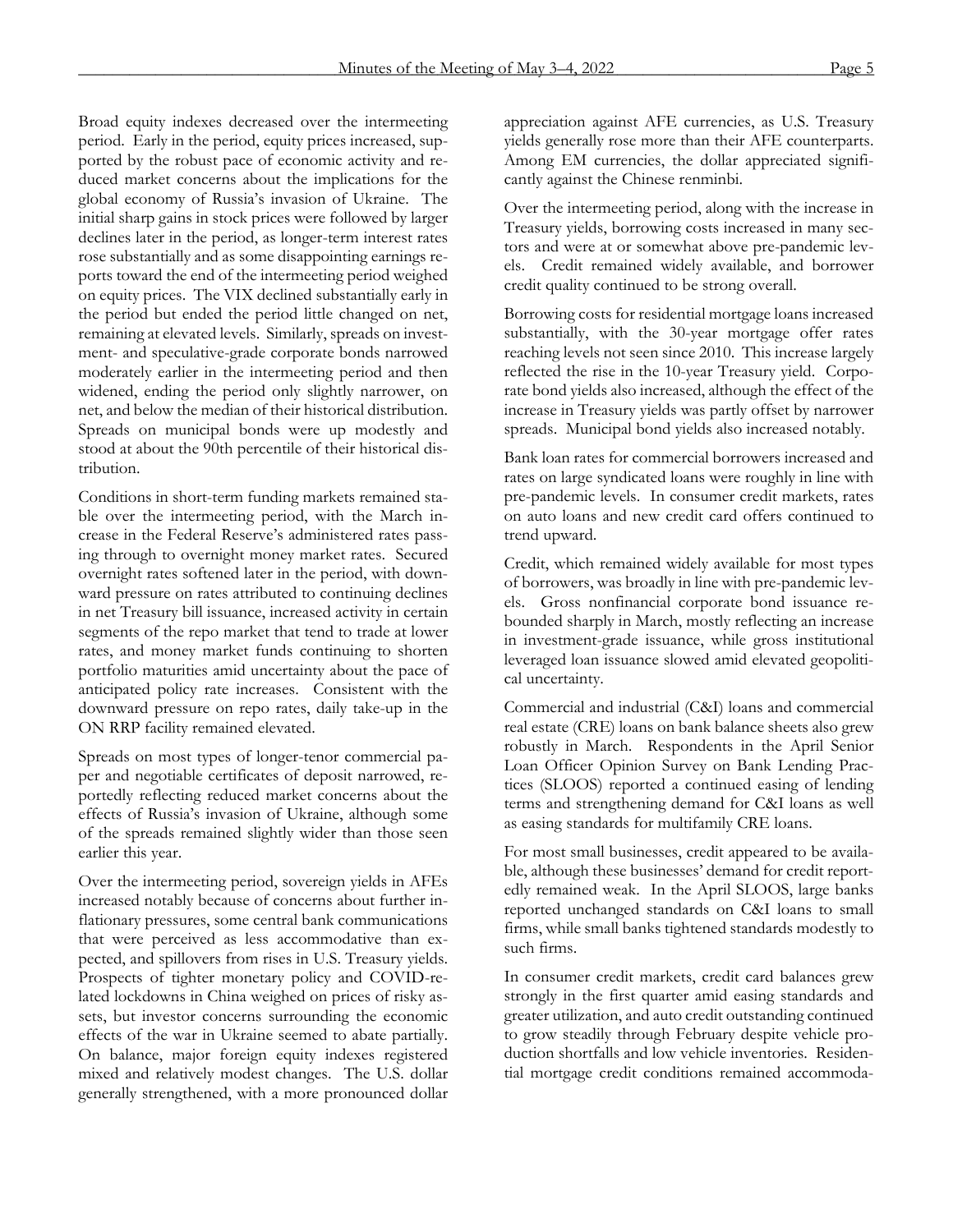Broad equity indexes decreased over the intermeeting period. Early in the period, equity prices increased, supported by the robust pace of economic activity and reduced market concerns about the implications for the global economy of Russia's invasion of Ukraine. The initial sharp gains in stock prices were followed by larger declines later in the period, as longer-term interest rates rose substantially and as some disappointing earnings reports toward the end of the intermeeting period weighed on equity prices. The VIX declined substantially early in the period but ended the period little changed on net, remaining at elevated levels. Similarly, spreads on investment- and speculative-grade corporate bonds narrowed moderately earlier in the intermeeting period and then widened, ending the period only slightly narrower, on net, and below the median of their historical distribution. Spreads on municipal bonds were up modestly and stood at about the 90th percentile of their historical distribution.

Conditions in short-term funding markets remained stable over the intermeeting period, with the March increase in the Federal Reserve's administered rates passing through to overnight money market rates. Secured overnight rates softened later in the period, with downward pressure on rates attributed to continuing declines in net Treasury bill issuance, increased activity in certain segments of the repo market that tend to trade at lower rates, and money market funds continuing to shorten portfolio maturities amid uncertainty about the pace of anticipated policy rate increases. Consistent with the downward pressure on repo rates, daily take-up in the ON RRP facility remained elevated.

Spreads on most types of longer-tenor commercial paper and negotiable certificates of deposit narrowed, reportedly reflecting reduced market concerns about the effects of Russia's invasion of Ukraine, although some of the spreads remained slightly wider than those seen earlier this year.

Over the intermeeting period, sovereign yields in AFEs increased notably because of concerns about further inflationary pressures, some central bank communications that were perceived as less accommodative than expected, and spillovers from rises in U.S. Treasury yields. Prospects of tighter monetary policy and COVID-related lockdowns in China weighed on prices of risky assets, but investor concerns surrounding the economic effects of the war in Ukraine seemed to abate partially. On balance, major foreign equity indexes registered mixed and relatively modest changes. The U.S. dollar generally strengthened, with a more pronounced dollar appreciation against AFE currencies, as U.S. Treasury yields generally rose more than their AFE counterparts. Among EM currencies, the dollar appreciated significantly against the Chinese renminbi.

Over the intermeeting period, along with the increase in Treasury yields, borrowing costs increased in many sectors and were at or somewhat above pre-pandemic levels. Credit remained widely available, and borrower credit quality continued to be strong overall.

Borrowing costs for residential mortgage loans increased substantially, with the 30-year mortgage offer rates reaching levels not seen since 2010. This increase largely reflected the rise in the 10-year Treasury yield. Corporate bond yields also increased, although the effect of the increase in Treasury yields was partly offset by narrower spreads. Municipal bond yields also increased notably.

Bank loan rates for commercial borrowers increased and rates on large syndicated loans were roughly in line with pre-pandemic levels. In consumer credit markets, rates on auto loans and new credit card offers continued to trend upward.

Credit, which remained widely available for most types of borrowers, was broadly in line with pre-pandemic levels. Gross nonfinancial corporate bond issuance rebounded sharply in March, mostly reflecting an increase in investment-grade issuance, while gross institutional leveraged loan issuance slowed amid elevated geopolitical uncertainty.

Commercial and industrial (C&I) loans and commercial real estate (CRE) loans on bank balance sheets also grew robustly in March. Respondents in the April Senior Loan Officer Opinion Survey on Bank Lending Practices (SLOOS) reported a continued easing of lending terms and strengthening demand for C&I loans as well as easing standards for multifamily CRE loans.

For most small businesses, credit appeared to be available, although these businesses' demand for credit reportedly remained weak. In the April SLOOS, large banks reported unchanged standards on C&I loans to small firms, while small banks tightened standards modestly to such firms.

In consumer credit markets, credit card balances grew strongly in the first quarter amid easing standards and greater utilization, and auto credit outstanding continued to grow steadily through February despite vehicle production shortfalls and low vehicle inventories. Residential mortgage credit conditions remained accommoda-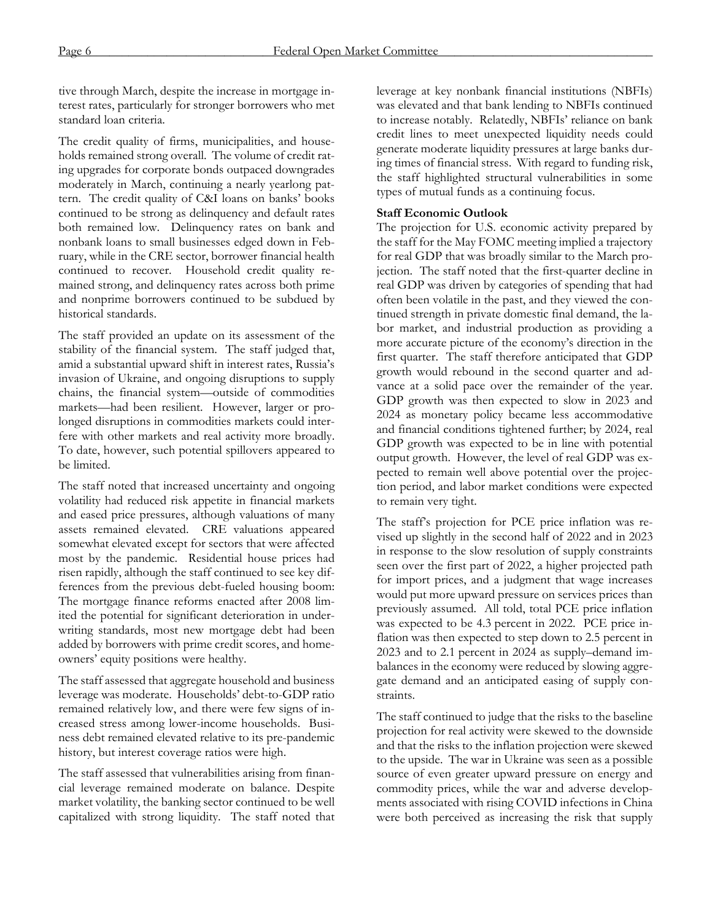tive through March, despite the increase in mortgage interest rates, particularly for stronger borrowers who met standard loan criteria.

The credit quality of firms, municipalities, and households remained strong overall. The volume of credit rating upgrades for corporate bonds outpaced downgrades moderately in March, continuing a nearly yearlong pattern. The credit quality of C&I loans on banks' books continued to be strong as delinquency and default rates both remained low. Delinquency rates on bank and nonbank loans to small businesses edged down in February, while in the CRE sector, borrower financial health continued to recover. Household credit quality remained strong, and delinquency rates across both prime and nonprime borrowers continued to be subdued by historical standards.

The staff provided an update on its assessment of the stability of the financial system. The staff judged that, amid a substantial upward shift in interest rates, Russia's invasion of Ukraine, and ongoing disruptions to supply chains, the financial system—outside of commodities markets—had been resilient. However, larger or prolonged disruptions in commodities markets could interfere with other markets and real activity more broadly. To date, however, such potential spillovers appeared to be limited.

The staff noted that increased uncertainty and ongoing volatility had reduced risk appetite in financial markets and eased price pressures, although valuations of many assets remained elevated. CRE valuations appeared somewhat elevated except for sectors that were affected most by the pandemic. Residential house prices had risen rapidly, although the staff continued to see key differences from the previous debt-fueled housing boom: The mortgage finance reforms enacted after 2008 limited the potential for significant deterioration in underwriting standards, most new mortgage debt had been added by borrowers with prime credit scores, and homeowners' equity positions were healthy.

The staff assessed that aggregate household and business leverage was moderate. Households' debt-to-GDP ratio remained relatively low, and there were few signs of increased stress among lower-income households. Business debt remained elevated relative to its pre-pandemic history, but interest coverage ratios were high.

The staff assessed that vulnerabilities arising from financial leverage remained moderate on balance. Despite market volatility, the banking sector continued to be well capitalized with strong liquidity. The staff noted that leverage at key nonbank financial institutions (NBFIs) was elevated and that bank lending to NBFIs continued to increase notably. Relatedly, NBFIs' reliance on bank credit lines to meet unexpected liquidity needs could generate moderate liquidity pressures at large banks during times of financial stress. With regard to funding risk, the staff highlighted structural vulnerabilities in some types of mutual funds as a continuing focus.

**Staff Economic Outlook**

The projection for U.S. economic activity prepared by the staff for the May FOMC meeting implied a trajectory for real GDP that was broadly similar to the March projection. The staff noted that the first-quarter decline in real GDP was driven by categories of spending that had often been volatile in the past, and they viewed the continued strength in private domestic final demand, the labor market, and industrial production as providing a more accurate picture of the economy's direction in the first quarter. The staff therefore anticipated that GDP growth would rebound in the second quarter and advance at a solid pace over the remainder of the year. GDP growth was then expected to slow in 2023 and 2024 as monetary policy became less accommodative and financial conditions tightened further; by 2024, real GDP growth was expected to be in line with potential output growth. However, the level of real GDP was expected to remain well above potential over the projection period, and labor market conditions were expected to remain very tight.

The staff's projection for PCE price inflation was revised up slightly in the second half of 2022 and in 2023 in response to the slow resolution of supply constraints seen over the first part of 2022, a higher projected path for import prices, and a judgment that wage increases would put more upward pressure on services prices than previously assumed. All told, total PCE price inflation was expected to be 4.3 percent in 2022. PCE price inflation was then expected to step down to 2.5 percent in 2023 and to 2.1 percent in 2024 as supply–demand imbalances in the economy were reduced by slowing aggregate demand and an anticipated easing of supply constraints.

The staff continued to judge that the risks to the baseline projection for real activity were skewed to the downside and that the risks to the inflation projection were skewed to the upside. The war in Ukraine was seen as a possible source of even greater upward pressure on energy and commodity prices, while the war and adverse developments associated with rising COVID infections in China were both perceived as increasing the risk that supply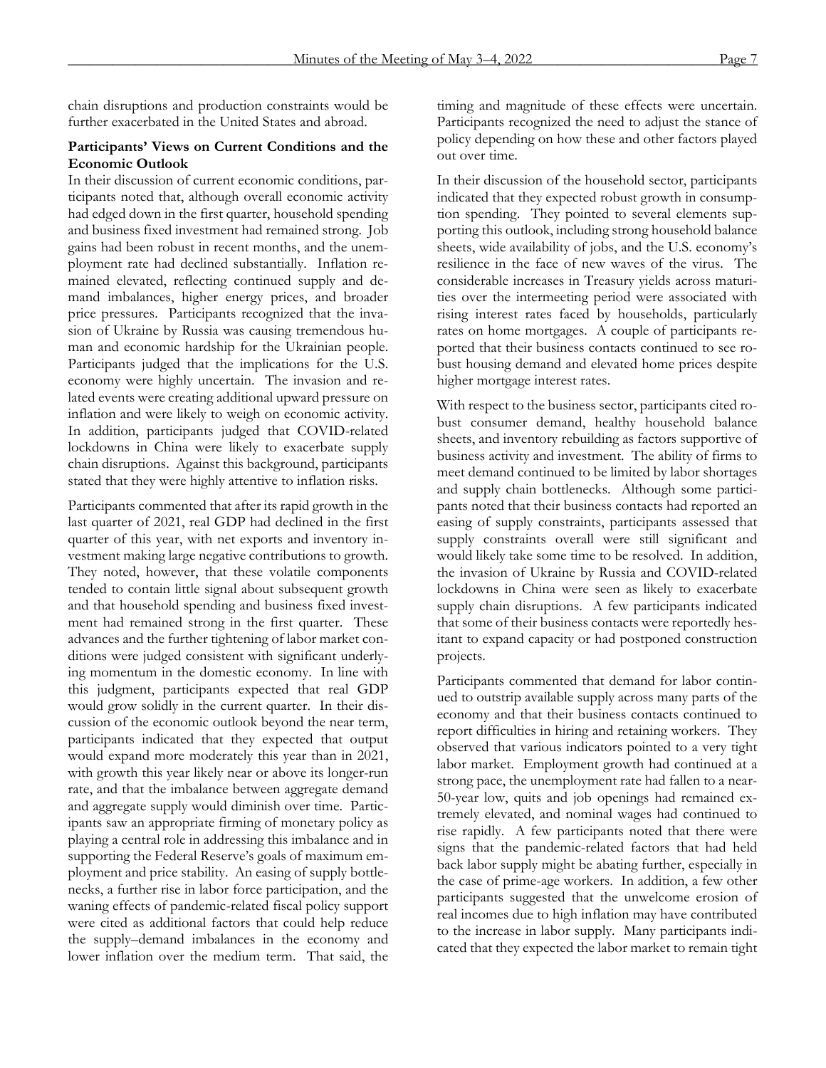chain disruptions and production constraints would be further exacerbated in the United States and abroad.

**Participants' Views on Current Conditions and the Economic Outlook**

In their discussion of current economic conditions, participants noted that, although overall economic activity had edged down in the first quarter, household spending and business fixed investment had remained strong. Job gains had been robust in recent months, and the unemployment rate had declined substantially. Inflation remained elevated, reflecting continued supply and demand imbalances, higher energy prices, and broader price pressures. Participants recognized that the invasion of Ukraine by Russia was causing tremendous human and economic hardship for the Ukrainian people. Participants judged that the implications for the U.S. economy were highly uncertain. The invasion and related events were creating additional upward pressure on inflation and were likely to weigh on economic activity. In addition, participants judged that COVID-related lockdowns in China were likely to exacerbate supply chain disruptions. Against this background, participants stated that they were highly attentive to inflation risks.

Participants commented that after its rapid growth in the last quarter of 2021, real GDP had declined in the first quarter of this year, with net exports and inventory investment making large negative contributions to growth. They noted, however, that these volatile components tended to contain little signal about subsequent growth and that household spending and business fixed investment had remained strong in the first quarter. These advances and the further tightening of labor market conditions were judged consistent with significant underlying momentum in the domestic economy. In line with this judgment, participants expected that real GDP would grow solidly in the current quarter. In their discussion of the economic outlook beyond the near term, participants indicated that they expected that output would expand more moderately this year than in 2021, with growth this year likely near or above its longer-run rate, and that the imbalance between aggregate demand and aggregate supply would diminish over time. Participants saw an appropriate firming of monetary policy as playing a central role in addressing this imbalance and in supporting the Federal Reserve's goals of maximum employment and price stability. An easing of supply bottlenecks, a further rise in labor force participation, and the waning effects of pandemic-related fiscal policy support were cited as additional factors that could help reduce the supply–demand imbalances in the economy and lower inflation over the medium term. That said, the timing and magnitude of these effects were uncertain. Participants recognized the need to adjust the stance of policy depending on how these and other factors played out over time.

In their discussion of the household sector, participants indicated that they expected robust growth in consumption spending. They pointed to several elements supporting this outlook, including strong household balance sheets, wide availability of jobs, and the U.S. economy's resilience in the face of new waves of the virus. The considerable increases in Treasury yields across maturities over the intermeeting period were associated with rising interest rates faced by households, particularly rates on home mortgages. A couple of participants reported that their business contacts continued to see robust housing demand and elevated home prices despite higher mortgage interest rates.

With respect to the business sector, participants cited robust consumer demand, healthy household balance sheets, and inventory rebuilding as factors supportive of business activity and investment. The ability of firms to meet demand continued to be limited by labor shortages and supply chain bottlenecks. Although some participants noted that their business contacts had reported an easing of supply constraints, participants assessed that supply constraints overall were still significant and would likely take some time to be resolved. In addition, the invasion of Ukraine by Russia and COVID-related lockdowns in China were seen as likely to exacerbate supply chain disruptions. A few participants indicated that some of their business contacts were reportedly hesitant to expand capacity or had postponed construction projects.

Participants commented that demand for labor continued to outstrip available supply across many parts of the economy and that their business contacts continued to report difficulties in hiring and retaining workers. They observed that various indicators pointed to a very tight labor market. Employment growth had continued at a strong pace, the unemployment rate had fallen to a near-50-year low, quits and job openings had remained extremely elevated, and nominal wages had continued to rise rapidly. A few participants noted that there were signs that the pandemic-related factors that had held back labor supply might be abating further, especially in the case of prime-age workers. In addition, a few other participants suggested that the unwelcome erosion of real incomes due to high inflation may have contributed to the increase in labor supply. Many participants indicated that they expected the labor market to remain tight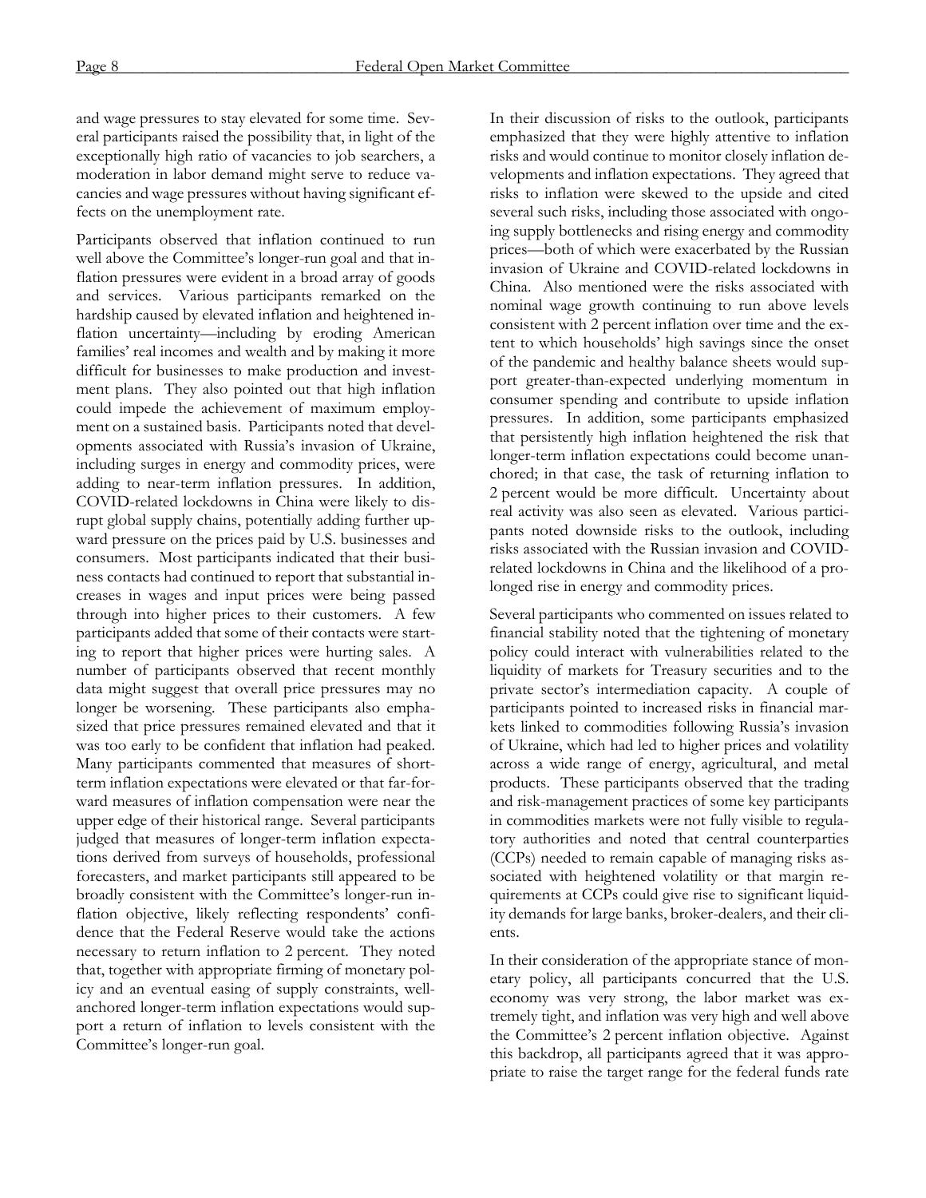and wage pressures to stay elevated for some time. Several participants raised the possibility that, in light of the exceptionally high ratio of vacancies to job searchers, a moderation in labor demand might serve to reduce vacancies and wage pressures without having significant effects on the unemployment rate.

Participants observed that inflation continued to run well above the Committee's longer-run goal and that inflation pressures were evident in a broad array of goods and services. Various participants remarked on the hardship caused by elevated inflation and heightened inflation uncertainty—including by eroding American families' real incomes and wealth and by making it more difficult for businesses to make production and investment plans. They also pointed out that high inflation could impede the achievement of maximum employment on a sustained basis. Participants noted that developments associated with Russia's invasion of Ukraine, including surges in energy and commodity prices, were adding to near-term inflation pressures. In addition, COVID-related lockdowns in China were likely to disrupt global supply chains, potentially adding further upward pressure on the prices paid by U.S. businesses and consumers. Most participants indicated that their business contacts had continued to report that substantial increases in wages and input prices were being passed through into higher prices to their customers. A few participants added that some of their contacts were starting to report that higher prices were hurting sales. A number of participants observed that recent monthly data might suggest that overall price pressures may no longer be worsening. These participants also emphasized that price pressures remained elevated and that it was too early to be confident that inflation had peaked. Many participants commented that measures of short-term inflation expectations were elevated or that far-forward measures of inflation compensation were near the upper edge of their historical range. Several participants judged that measures of longer-term inflation expectations derived from surveys of households, professional forecasters, and market participants still appeared to be broadly consistent with the Committee's longer-run inflation objective, likely reflecting respondents' confidence that the Federal Reserve would take the actions necessary to return inflation to 2 percent. They noted that, together with appropriate firming of monetary policy and an eventual easing of supply constraints, well-anchored longer-term inflation expectations would support a return of inflation to levels consistent with the Committee's longer-run goal.

In their discussion of risks to the outlook, participants emphasized that they were highly attentive to inflation risks and would continue to monitor closely inflation developments and inflation expectations. They agreed that risks to inflation were skewed to the upside and cited several such risks, including those associated with ongoing supply bottlenecks and rising energy and commodity prices—both of which were exacerbated by the Russian invasion of Ukraine and COVID-related lockdowns in China. Also mentioned were the risks associated with nominal wage growth continuing to run above levels consistent with 2 percent inflation over time and the extent to which households' high savings since the onset of the pandemic and healthy balance sheets would support greater-than-expected underlying momentum in consumer spending and contribute to upside inflation pressures. In addition, some participants emphasized that persistently high inflation heightened the risk that longer-term inflation expectations could become unanchored; in that case, the task of returning inflation to 2 percent would be more difficult. Uncertainty about real activity was also seen as elevated. Various participants noted downside risks to the outlook, including risks associated with the Russian invasion and COVID-related lockdowns in China and the likelihood of a prolonged rise in energy and commodity prices.

Several participants who commented on issues related to financial stability noted that the tightening of monetary policy could interact with vulnerabilities related to the liquidity of markets for Treasury securities and to the private sector's intermediation capacity. A couple of participants pointed to increased risks in financial markets linked to commodities following Russia's invasion of Ukraine, which had led to higher prices and volatility across a wide range of energy, agricultural, and metal products. These participants observed that the trading and risk-management practices of some key participants in commodities markets were not fully visible to regulatory authorities and noted that central counterparties (CCPs) needed to remain capable of managing risks associated with heightened volatility or that margin requirements at CCPs could give rise to significant liquidity demands for large banks, broker-dealers, and their clients.

In their consideration of the appropriate stance of monetary policy, all participants concurred that the U.S. economy was very strong, the labor market was extremely tight, and inflation was very high and well above the Committee's 2 percent inflation objective. Against this backdrop, all participants agreed that it was appropriate to raise the target range for the federal funds rate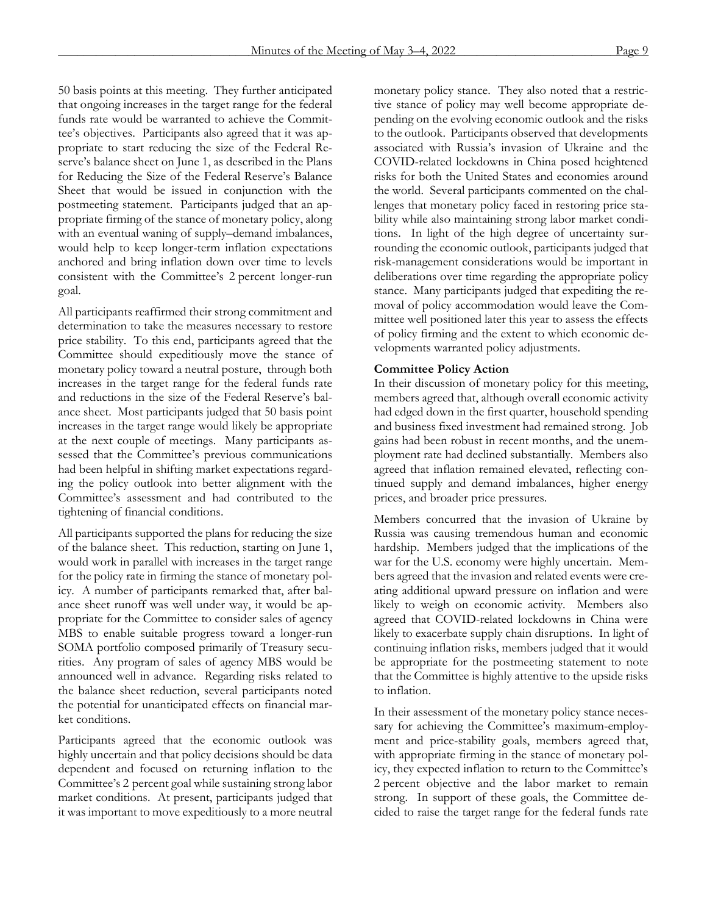50 basis points at this meeting. They further anticipated that ongoing increases in the target range for the federal funds rate would be warranted to achieve the Committee's objectives. Participants also agreed that it was appropriate to start reducing the size of the Federal Reserve's balance sheet on June 1, as described in the Plans for Reducing the Size of the Federal Reserve's Balance Sheet that would be issued in conjunction with the postmeeting statement. Participants judged that an appropriate firming of the stance of monetary policy, along with an eventual waning of supply–demand imbalances, would help to keep longer-term inflation expectations anchored and bring inflation down over time to levels consistent with the Committee's 2 percent longer-run goal.

All participants reaffirmed their strong commitment and determination to take the measures necessary to restore price stability. To this end, participants agreed that the Committee should expeditiously move the stance of monetary policy toward a neutral posture, through both increases in the target range for the federal funds rate and reductions in the size of the Federal Reserve's balance sheet. Most participants judged that 50 basis point increases in the target range would likely be appropriate at the next couple of meetings. Many participants assessed that the Committee's previous communications had been helpful in shifting market expectations regarding the policy outlook into better alignment with the Committee's assessment and had contributed to the tightening of financial conditions.

All participants supported the plans for reducing the size of the balance sheet. This reduction, starting on June 1, would work in parallel with increases in the target range for the policy rate in firming the stance of monetary policy. A number of participants remarked that, after balance sheet runoff was well under way, it would be appropriate for the Committee to consider sales of agency MBS to enable suitable progress toward a longer-run SOMA portfolio composed primarily of Treasury securities. Any program of sales of agency MBS would be announced well in advance. Regarding risks related to the balance sheet reduction, several participants noted the potential for unanticipated effects on financial market conditions.

Participants agreed that the economic outlook was highly uncertain and that policy decisions should be data dependent and focused on returning inflation to the Committee's 2 percent goal while sustaining strong labor market conditions. At present, participants judged that it was important to move expeditiously to a more neutral monetary policy stance. They also noted that a restrictive stance of policy may well become appropriate depending on the evolving economic outlook and the risks to the outlook. Participants observed that developments associated with Russia's invasion of Ukraine and the COVID-related lockdowns in China posed heightened risks for both the United States and economies around the world. Several participants commented on the challenges that monetary policy faced in restoring price stability while also maintaining strong labor market conditions. In light of the high degree of uncertainty surrounding the economic outlook, participants judged that risk-management considerations would be important in deliberations over time regarding the appropriate policy stance. Many participants judged that expediting the removal of policy accommodation would leave the Committee well positioned later this year to assess the effects of policy firming and the extent to which economic developments warranted policy adjustments.

**Committee Policy Action**

In their discussion of monetary policy for this meeting, members agreed that, although overall economic activity had edged down in the first quarter, household spending and business fixed investment had remained strong. Job gains had been robust in recent months, and the unemployment rate had declined substantially. Members also agreed that inflation remained elevated, reflecting continued supply and demand imbalances, higher energy prices, and broader price pressures.

Members concurred that the invasion of Ukraine by Russia was causing tremendous human and economic hardship. Members judged that the implications of the war for the U.S. economy were highly uncertain. Members agreed that the invasion and related events were creating additional upward pressure on inflation and were likely to weigh on economic activity. Members also agreed that COVID-related lockdowns in China were likely to exacerbate supply chain disruptions. In light of continuing inflation risks, members judged that it would be appropriate for the postmeeting statement to note that the Committee is highly attentive to the upside risks to inflation.

In their assessment of the monetary policy stance necessary for achieving the Committee's maximum-employment and price-stability goals, members agreed that, with appropriate firming in the stance of monetary policy, they expected inflation to return to the Committee's 2 percent objective and the labor market to remain strong. In support of these goals, the Committee decided to raise the target range for the federal funds rate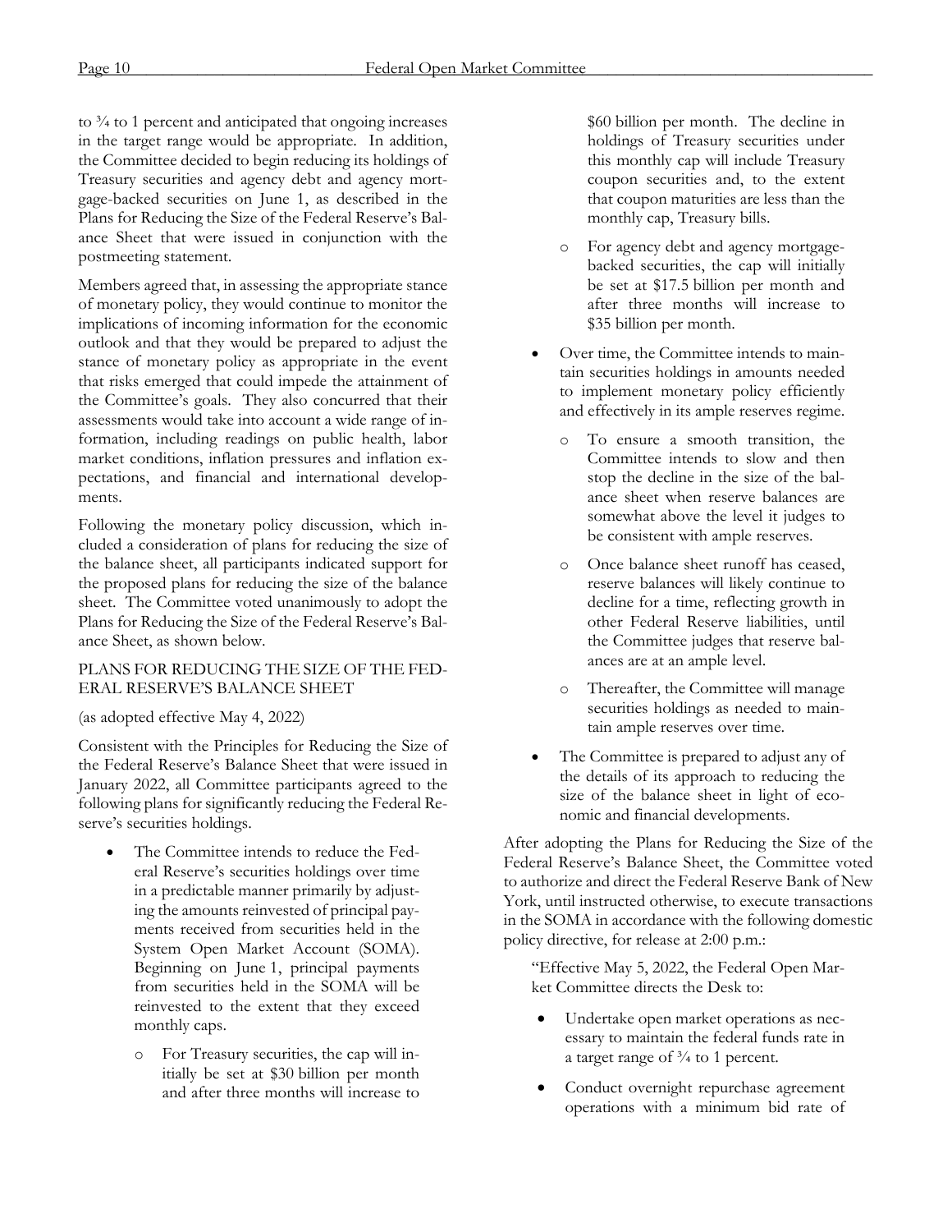to ¾ to 1 percent and anticipated that ongoing increases in the target range would be appropriate. In addition, the Committee decided to begin reducing its holdings of Treasury securities and agency debt and agency mortgage-backed securities on June 1, as described in the Plans for Reducing the Size of the Federal Reserve's Balance Sheet that were issued in conjunction with the postmeeting statement.

Members agreed that, in assessing the appropriate stance of monetary policy, they would continue to monitor the implications of incoming information for the economic outlook and that they would be prepared to adjust the stance of monetary policy as appropriate in the event that risks emerged that could impede the attainment of the Committee's goals. They also concurred that their assessments would take into account a wide range of information, including readings on public health, labor market conditions, inflation pressures and inflation expectations, and financial and international developments.

Following the monetary policy discussion, which included a consideration of plans for reducing the size of the balance sheet, all participants indicated support for the proposed plans for reducing the size of the balance sheet. The Committee voted unanimously to adopt the Plans for Reducing the Size of the Federal Reserve's Balance Sheet, as shown below.

PLANS FOR REDUCING THE SIZE OF THE FEDERAL RESERVE'S BALANCE SHEET

(as adopted effective May 4, 2022)

Consistent with the Principles for Reducing the Size of the Federal Reserve's Balance Sheet that were issued in January 2022, all Committee participants agreed to the following plans for significantly reducing the Federal Reserve's securities holdings.

- The Committee intends to reduce the Federal Reserve's securities holdings over time in a predictable manner primarily by adjusting the amounts reinvested of principal payments received from securities held in the System Open Market Account (SOMA). Beginning on June 1, principal payments from securities held in the SOMA will be reinvested to the extent that they exceed monthly caps.
  - For Treasury securities, the cap will initially be set at $30 billion per month and after three months will increase to $60 billion per month. The decline in holdings of Treasury securities under this monthly cap will include Treasury coupon securities and, to the extent that coupon maturities are less than the monthly cap, Treasury bills.
  - For agency debt and agency mortgage-backed securities, the cap will initially be set at $17.5 billion per month and after three months will increase to $35 billion per month.
- Over time, the Committee intends to maintain securities holdings in amounts needed to implement monetary policy efficiently and effectively in its ample reserves regime.
  - To ensure a smooth transition, the Committee intends to slow and then stop the decline in the size of the balance sheet when reserve balances are somewhat above the level it judges to be consistent with ample reserves.
  - Once balance sheet runoff has ceased, reserve balances will likely continue to decline for a time, reflecting growth in other Federal Reserve liabilities, until the Committee judges that reserve balances are at an ample level.
  - Thereafter, the Committee will manage securities holdings as needed to maintain ample reserves over time.
- The Committee is prepared to adjust any of the details of its approach to reducing the size of the balance sheet in light of economic and financial developments.

After adopting the Plans for Reducing the Size of the Federal Reserve's Balance Sheet, the Committee voted to authorize and direct the Federal Reserve Bank of New York, until instructed otherwise, to execute transactions in the SOMA in accordance with the following domestic policy directive, for release at 2:00 p.m.:

> "Effective May 5, 2022, the Federal Open Market Committee directs the Desk to:
>
> - Undertake open market operations as necessary to maintain the federal funds rate in a target range of ¾ to 1 percent.
> - Conduct overnight repurchase agreement operations with a minimum bid rate of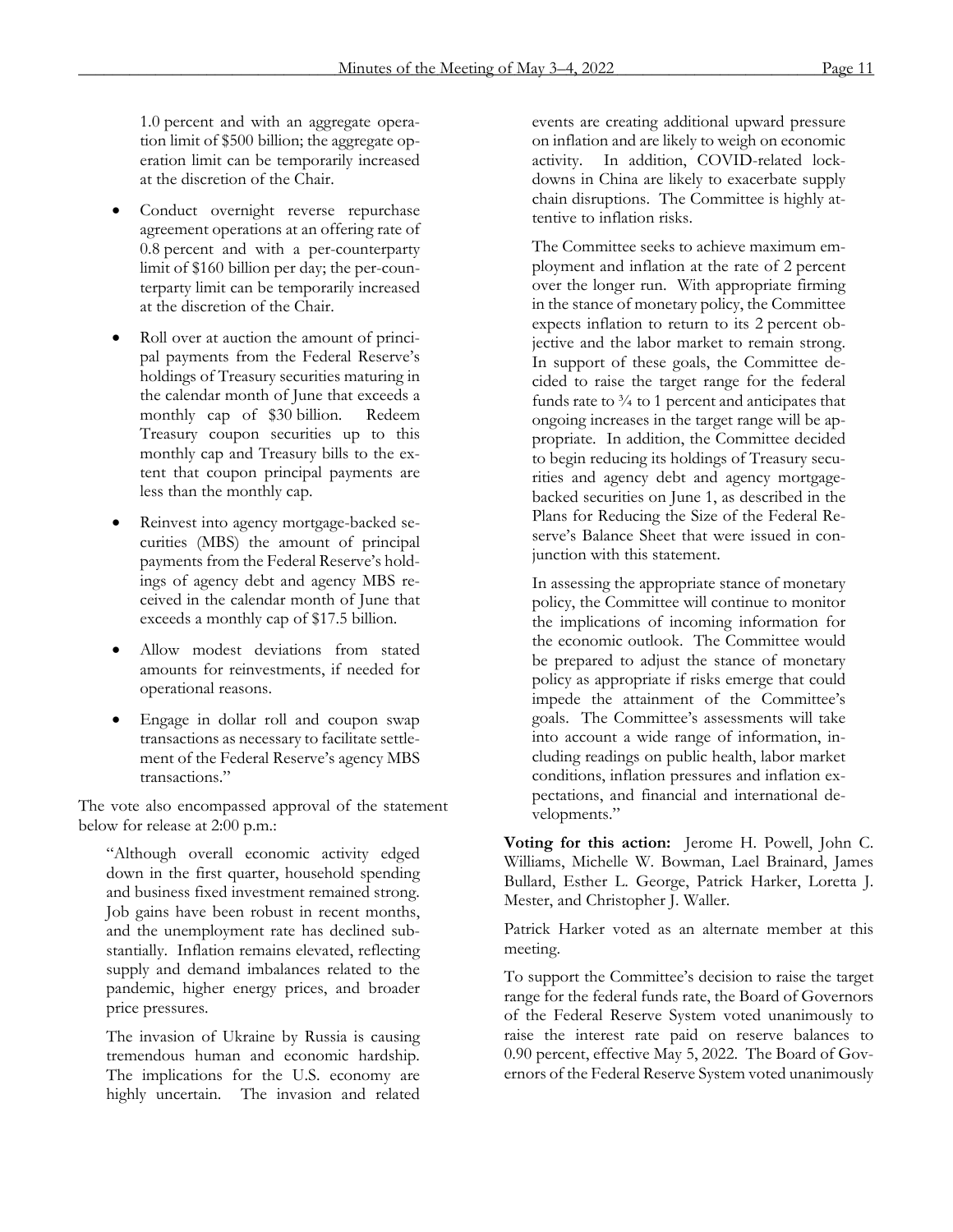1.0 percent and with an aggregate operation limit of $500 billion; the aggregate operation limit can be temporarily increased at the discretion of the Chair.

- Conduct overnight reverse repurchase agreement operations at an offering rate of 0.8 percent and with a per-counterparty limit of $160 billion per day; the per-counterparty limit can be temporarily increased at the discretion of the Chair.
- Roll over at auction the amount of principal payments from the Federal Reserve's holdings of Treasury securities maturing in the calendar month of June that exceeds a monthly cap of $30 billion. Redeem Treasury coupon securities up to this monthly cap and Treasury bills to the extent that coupon principal payments are less than the monthly cap.
- Reinvest into agency mortgage-backed securities (MBS) the amount of principal payments from the Federal Reserve's holdings of agency debt and agency MBS received in the calendar month of June that exceeds a monthly cap of $17.5 billion.
- Allow modest deviations from stated amounts for reinvestments, if needed for operational reasons.
- Engage in dollar roll and coupon swap transactions as necessary to facilitate settlement of the Federal Reserve's agency MBS transactions."

The vote also encompassed approval of the statement below for release at 2:00 p.m.:

> "Although overall economic activity edged down in the first quarter, household spending and business fixed investment remained strong. Job gains have been robust in recent months, and the unemployment rate has declined substantially. Inflation remains elevated, reflecting supply and demand imbalances related to the pandemic, higher energy prices, and broader price pressures.
>
> The invasion of Ukraine by Russia is causing tremendous human and economic hardship. The implications for the U.S. economy are highly uncertain. The invasion and related events are creating additional upward pressure on inflation and are likely to weigh on economic activity. In addition, COVID-related lockdowns in China are likely to exacerbate supply chain disruptions. The Committee is highly attentive to inflation risks.
>
> The Committee seeks to achieve maximum employment and inflation at the rate of 2 percent over the longer run. With appropriate firming in the stance of monetary policy, the Committee expects inflation to return to its 2 percent objective and the labor market to remain strong. In support of these goals, the Committee decided to raise the target range for the federal funds rate to ¾ to 1 percent and anticipates that ongoing increases in the target range will be appropriate. In addition, the Committee decided to begin reducing its holdings of Treasury securities and agency debt and agency mortgage-backed securities on June 1, as described in the Plans for Reducing the Size of the Federal Reserve's Balance Sheet that were issued in conjunction with this statement.
>
> In assessing the appropriate stance of monetary policy, the Committee will continue to monitor the implications of incoming information for the economic outlook. The Committee would be prepared to adjust the stance of monetary policy as appropriate if risks emerge that could impede the attainment of the Committee's goals. The Committee's assessments will take into account a wide range of information, including readings on public health, labor market conditions, inflation pressures and inflation expectations, and financial and international developments."

**Voting for this action:** Jerome H. Powell, John C. Williams, Michelle W. Bowman, Lael Brainard, James Bullard, Esther L. George, Patrick Harker, Loretta J. Mester, and Christopher J. Waller.

Patrick Harker voted as an alternate member at this meeting.

To support the Committee's decision to raise the target range for the federal funds rate, the Board of Governors of the Federal Reserve System voted unanimously to raise the interest rate paid on reserve balances to 0.90 percent, effective May 5, 2022. The Board of Governors of the Federal Reserve System voted unanimously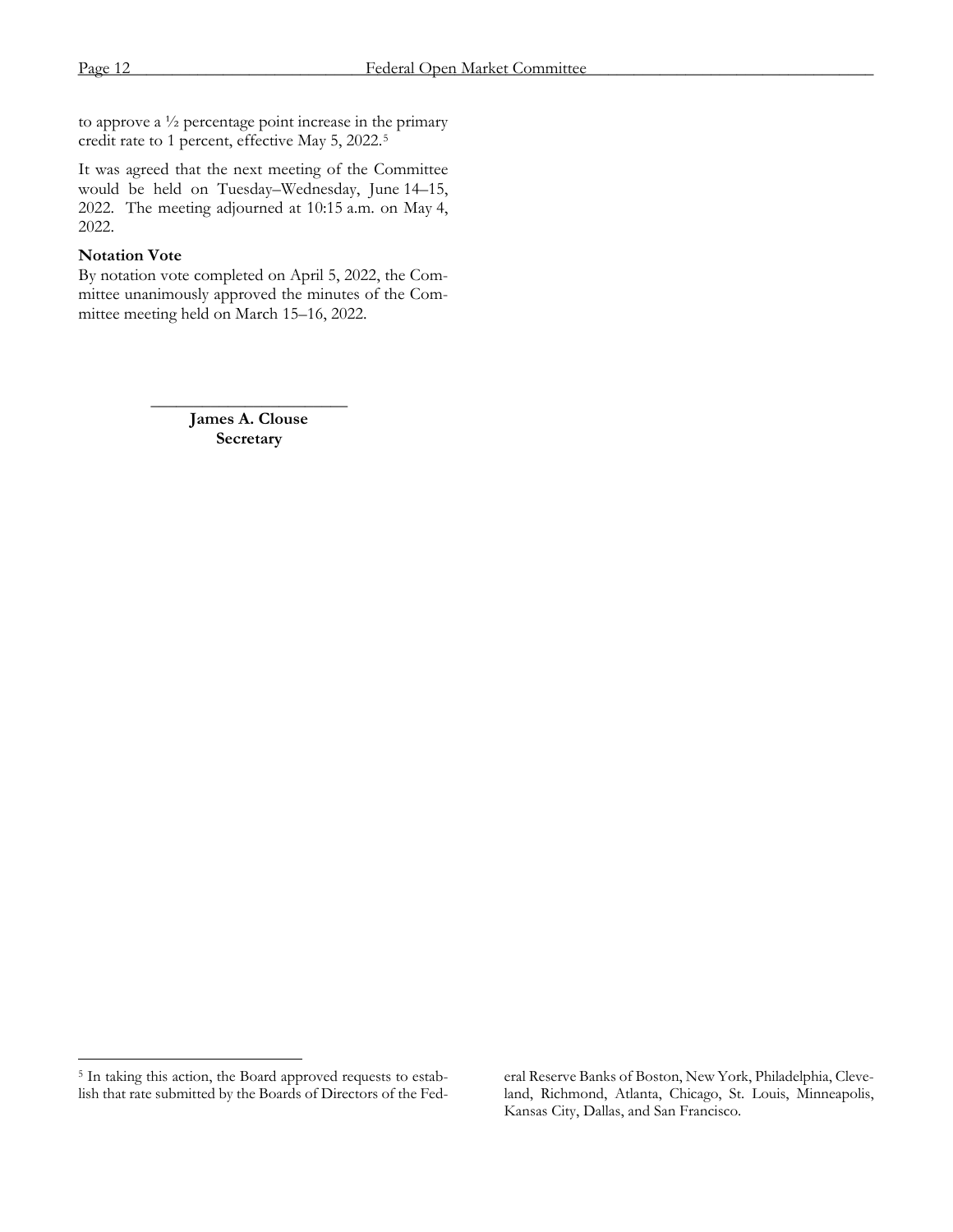to approve a ½ percentage point increase in the primary credit rate to 1 percent, effective May 5, 2022.[5]

It was agreed that the next meeting of the Committee would be held on Tuesday–Wednesday, June 14–15, 2022. The meeting adjourned at 10:15 a.m. on May 4, 2022.

**Notation Vote**

By notation vote completed on April 5, 2022, the Committee unanimously approved the minutes of the Committee meeting held on March 15–16, 2022.

_______________________

**James A. Clouse**
**Secretary**

[5] In taking this action, the Board approved requests to establish that rate submitted by the Boards of Directors of the Federal Reserve Banks of Boston, New York, Philadelphia, Cleveland, Richmond, Atlanta, Chicago, St. Louis, Minneapolis, Kansas City, Dallas, and San Francisco.